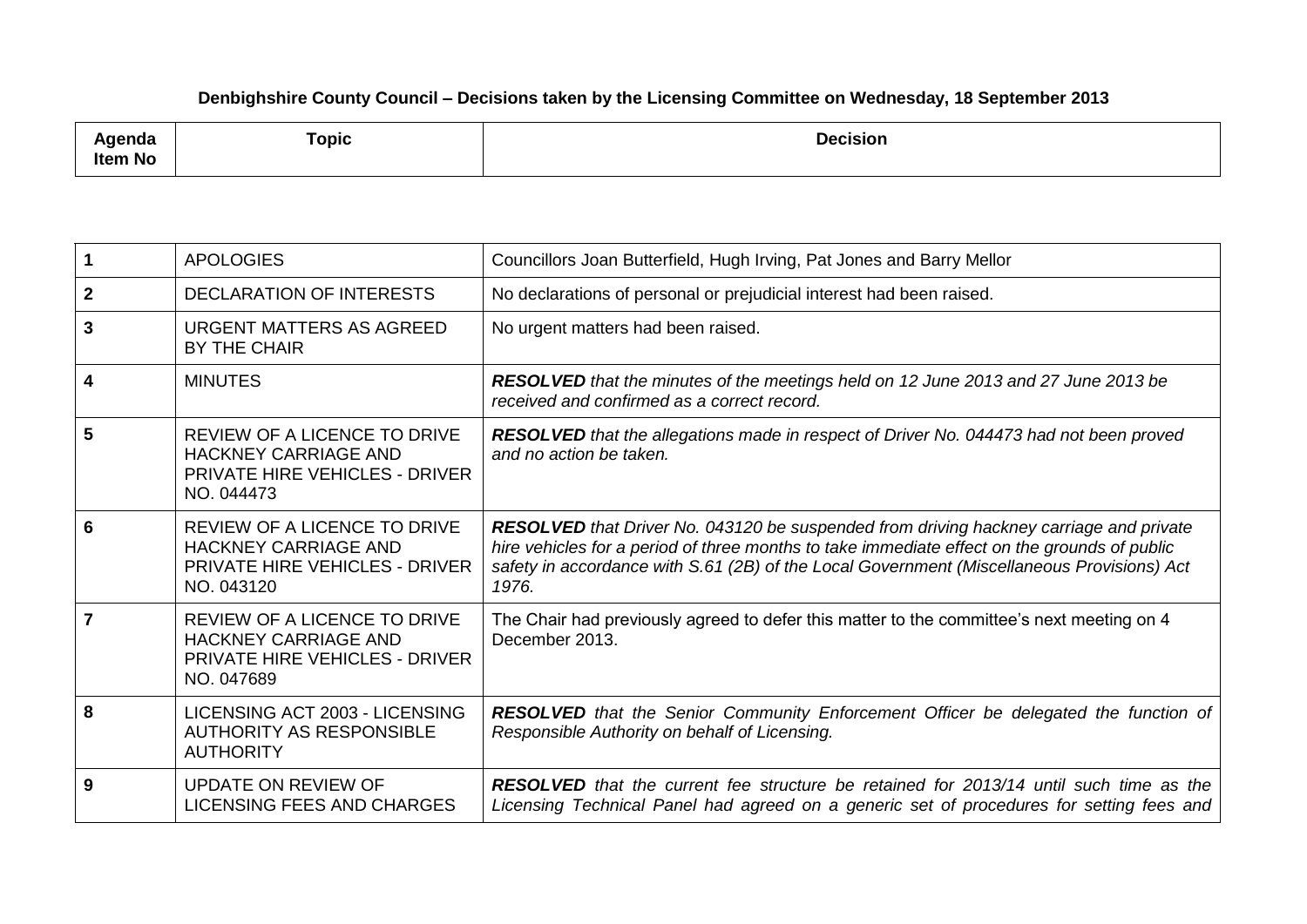**Denbighshire County Council – Decisions taken by the Licensing Committee on Wednesday, 18 September 2013**

| Agenda Item No | Topic | Decision |
|---|---|---|
| **1** | APOLOGIES | Councillors Joan Butterfield, Hugh Irving, Pat Jones and Barry Mellor |
| **2** | DECLARATION OF INTERESTS | No declarations of personal or prejudicial interest had been raised. |
| **3** | URGENT MATTERS AS AGREED BY THE CHAIR | No urgent matters had been raised. |
| **4** | MINUTES | ***RESOLVED*** *that the minutes of the meetings held on 12 June 2013 and 27 June 2013 be received and confirmed as a correct record.* |
| **5** | REVIEW OF A LICENCE TO DRIVE HACKNEY CARRIAGE AND PRIVATE HIRE VEHICLES - DRIVER NO. 044473 | ***RESOLVED*** *that the allegations made in respect of Driver No. 044473 had not been proved and no action be taken.* |
| **6** | REVIEW OF A LICENCE TO DRIVE HACKNEY CARRIAGE AND PRIVATE HIRE VEHICLES - DRIVER NO. 043120 | ***RESOLVED*** *that Driver No. 043120 be suspended from driving hackney carriage and private hire vehicles for a period of three months to take immediate effect on the grounds of public safety in accordance with S.61 (2B) of the Local Government (Miscellaneous Provisions) Act 1976.* |
| **7** | REVIEW OF A LICENCE TO DRIVE HACKNEY CARRIAGE AND PRIVATE HIRE VEHICLES - DRIVER NO. 047689 | The Chair had previously agreed to defer this matter to the committee's next meeting on 4 December 2013. |
| **8** | LICENSING ACT 2003 - LICENSING AUTHORITY AS RESPONSIBLE AUTHORITY | ***RESOLVED*** *that the Senior Community Enforcement Officer be delegated the function of Responsible Authority on behalf of Licensing.* |
| **9** | UPDATE ON REVIEW OF LICENSING FEES AND CHARGES | ***RESOLVED*** *that the current fee structure be retained for 2013/14 until such time as the Licensing Technical Panel had agreed on a generic set of procedures for setting fees and* |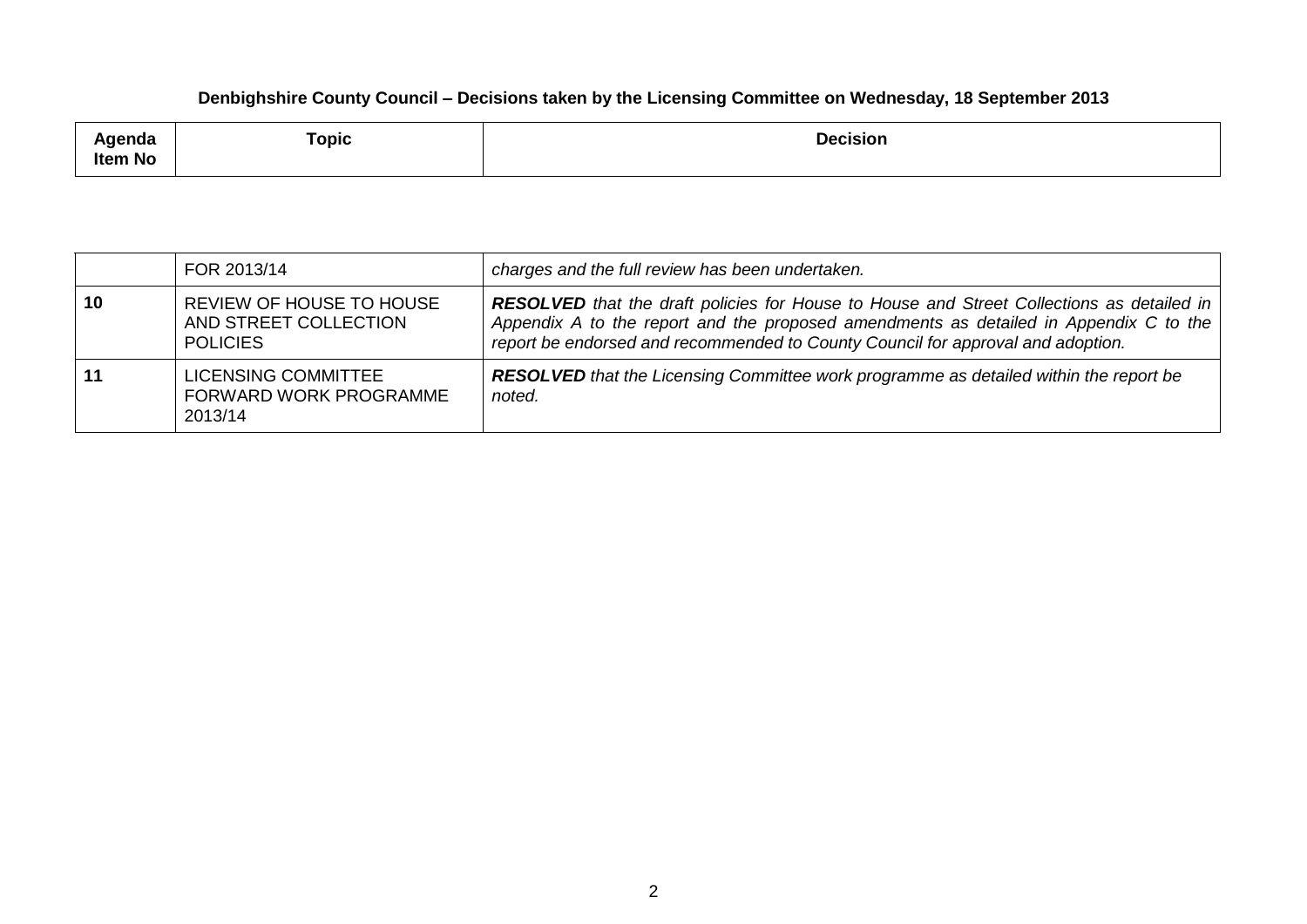**Denbighshire County Council – Decisions taken by the Licensing Committee on Wednesday, 18 September 2013**

| Agenda Item No | Topic | Decision |
|---|---|---|
| | FOR 2013/14 | *charges and the full review has been undertaken.* |
| 10 | REVIEW OF HOUSE TO HOUSE AND STREET COLLECTION POLICIES | ***RESOLVED*** *that the draft policies for House to House and Street Collections as detailed in Appendix A to the report and the proposed amendments as detailed in Appendix C to the report be endorsed and recommended to County Council for approval and adoption.* |
| 11 | LICENSING COMMITTEE FORWARD WORK PROGRAMME 2013/14 | ***RESOLVED*** *that the Licensing Committee work programme as detailed within the report be noted.* |